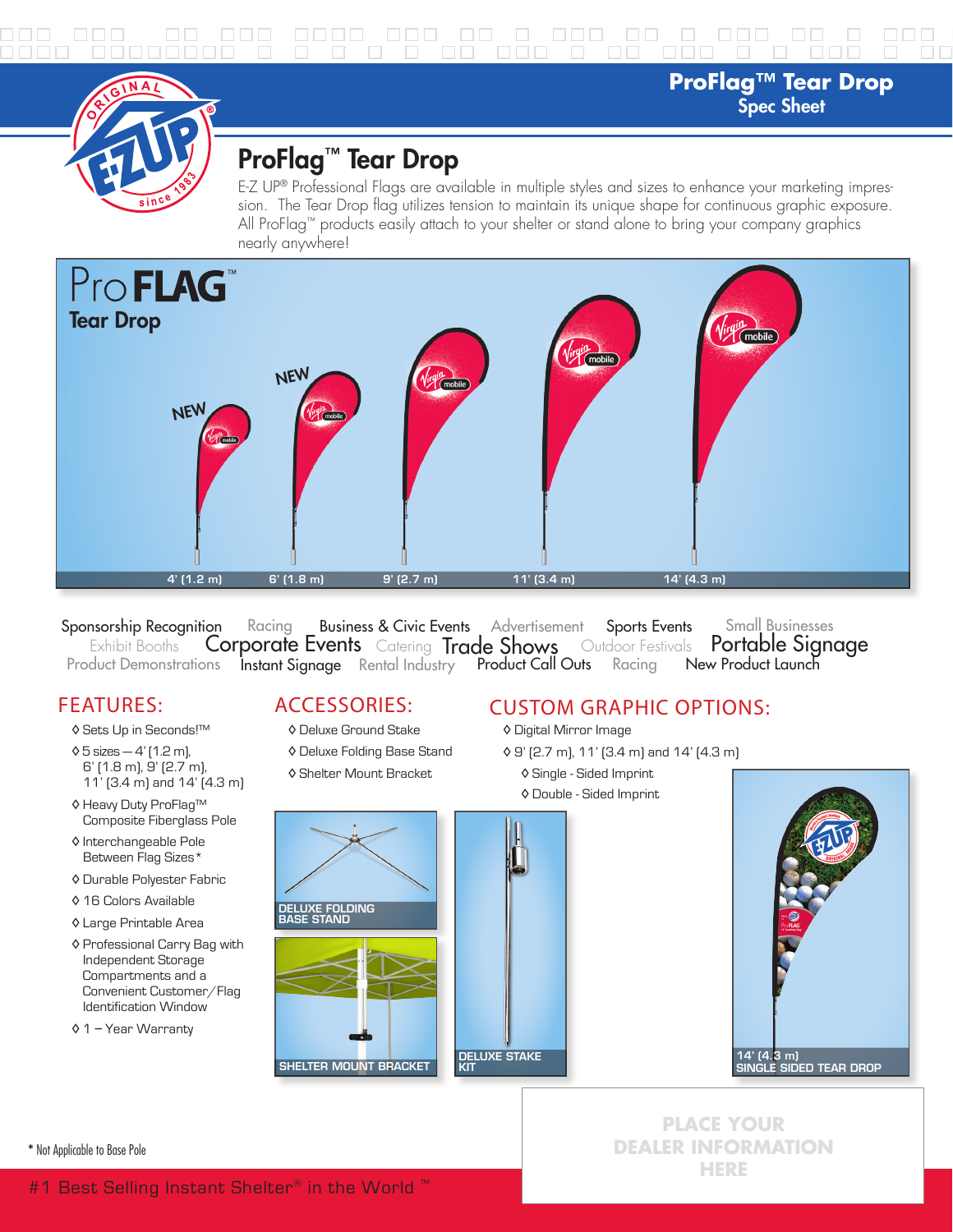# ProFlag™ Tear Drop

Spec Sheet

## ProFlag™ Tear Drop

E-Z UP® Professional Flags are available in multiple styles and sizes to enhance your marketing impression. The Tear Drop flag utilizes tension to maintain its unique shape for continuous graphic exposure. All ProFlag™ products easily attach to your shelter or stand alone to bring your company graphics nearly anywhere!

ProFLAG™ Tear Drop

NEW NEW

4' (1.2 m) 6' (1.8 m) 9' (2.7 m) 11' (3.4 m) 14' (4.3 m)

Sponsorship Recognition Racing Business & Civic Events Advertisement Sports Events Small Businesses Exhibit Booths Corporate Events Catering Trade Shows Outdoor Festivals Portable Signage Product Demonstrations Instant Signage Rental Industry Product Call Outs Racing New Product Launch

## FEATURES:

- ◊ Sets Up in Seconds!™
- ◊ 5 sizes — 4' (1.2 m), 6' (1.8 m), 9' (2.7 m), 11' (3.4 m) and 14' (4.3 m)
- ◊ Heavy Duty ProFlag™ Composite Fiberglass Pole
- ◊ Interchangeable Pole Between Flag Sizes*
- ◊ Durable Polyester Fabric
- ◊ 16 Colors Available
- ◊ Large Printable Area
- ◊ Professional Carry Bag with Independent Storage Compartments and a Convenient Customer/Flag Identification Window
- ◊ 1 – Year Warranty

## ACCESSORIES:

- ◊ Deluxe Ground Stake
- ◊ Deluxe Folding Base Stand
- ◊ Shelter Mount Bracket

DELUXE FOLDING BASE STAND

SHELTER MOUNT BRACKET

DELUXE STAKE KIT

## CUSTOM GRAPHIC OPTIONS:

- ◊ Digital Mirror Image
- ◊ 9' (2.7 m), 11' (3.4 m) and 14' (4.3 m)
  - ◊ Single - Sided Imprint
  - ◊ Double - Sided Imprint

14' (4.3 m) SINGLE SIDED TEAR DROP

PLACE YOUR DEALER INFORMATION HERE

* Not Applicable to Base Pole

#1 Best Selling Instant Shelter® in the World ™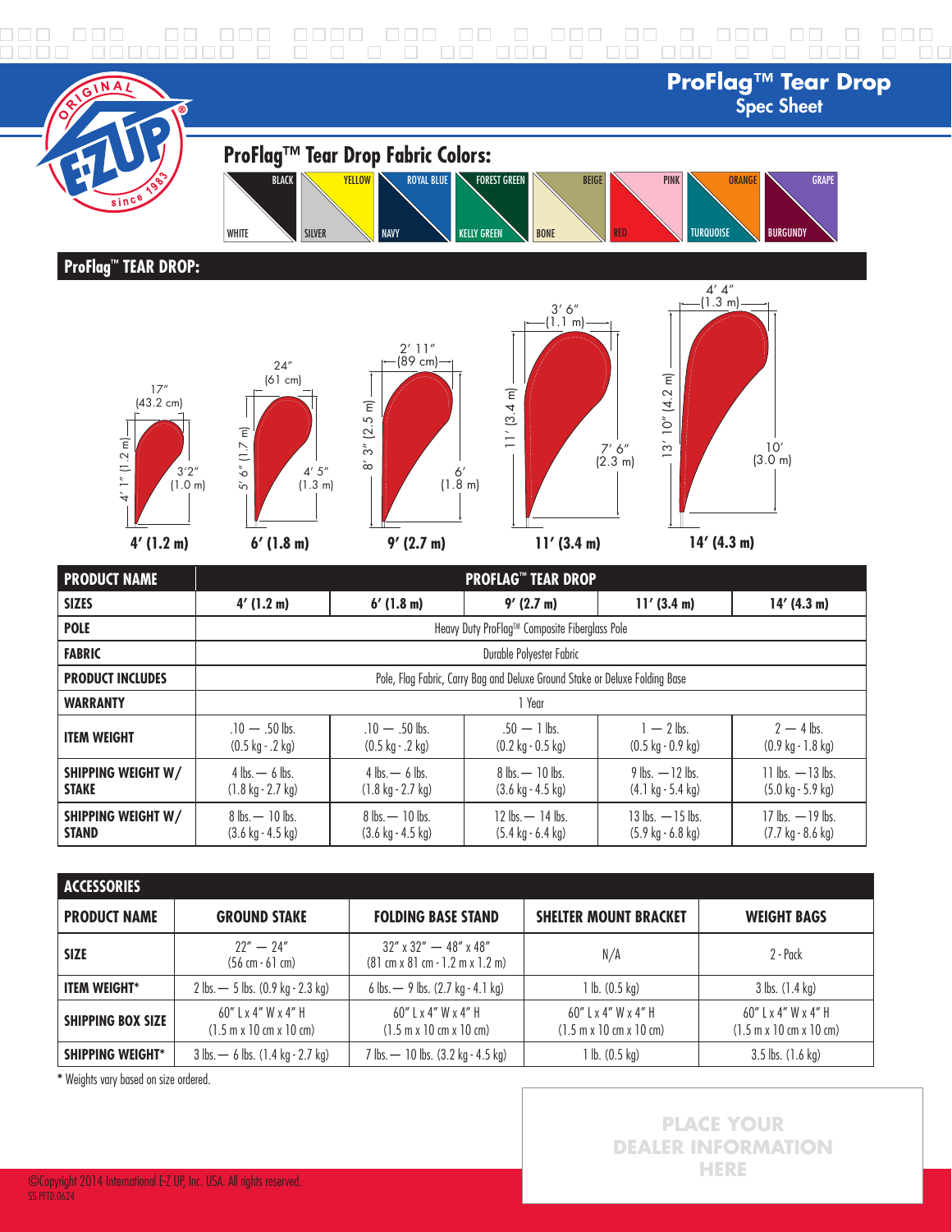# ProFlag™ Tear Drop
## Spec Sheet

## ProFlag™ Tear Drop Fabric Colors:

BLACK / WHITE, YELLOW / SILVER, ROYAL BLUE / NAVY, FOREST GREEN / KELLY GREEN, BEIGE / BONE, PINK / RED, ORANGE / TURQUOISE, GRAPE / BURGUNDY

## ProFlag™ TEAR DROP:

17″ (43.2 cm)
4′ 1″ (1.2 m)
3′2″ (1.0 m)
4′ (1.2 m)

24″ (61 cm)
5′ 6″ (1.7 m)
4′ 5″ (1.3 m)
6′ (1.8 m)

2′ 11″ (89 cm)
8′ 3″ (2.5 m)
6′ (1.8 m)
9′ (2.7 m)

3′ 6″ (1.1 m)
11′ (3.4 m)
7′ 6″ (2.3 m)
11′ (3.4 m)

4′ 4″ (1.3 m)
13′ 10″ (4.2 m)
10′ (3.0 m)
14′ (4.3 m)

| PRODUCT NAME | PROFLAG™ TEAR DROP | | | | |
|---|---|---|---|---|---|
| SIZES | 4′ (1.2 m) | 6′ (1.8 m) | 9′ (2.7 m) | 11′ (3.4 m) | 14′ (4.3 m) |
| POLE | Heavy Duty ProFlag™ Composite Fiberglass Pole | | | | |
| FABRIC | Durable Polyester Fabric | | | | |
| PRODUCT INCLUDES | Pole, Flag Fabric, Carry Bag and Deluxe Ground Stake or Deluxe Folding Base | | | | |
| WARRANTY | 1 Year | | | | |
| ITEM WEIGHT | .10 — .50 lbs. (0.5 kg - .2 kg) | .10 — .50 lbs. (0.5 kg - .2 kg) | .50 — 1 lbs. (0.2 kg - 0.5 kg) | 1 — 2 lbs. (0.5 kg - 0.9 kg) | 2 — 4 lbs. (0.9 kg - 1.8 kg) |
| SHIPPING WEIGHT W/ STAKE | 4 lbs. — 6 lbs. (1.8 kg - 2.7 kg) | 4 lbs. — 6 lbs. (1.8 kg - 2.7 kg) | 8 lbs. — 10 lbs. (3.6 kg - 4.5 kg) | 9 lbs. —12 lbs. (4.1 kg - 5.4 kg) | 11 lbs. —13 lbs. (5.0 kg - 5.9 kg) |
| SHIPPING WEIGHT W/ STAND | 8 lbs. — 10 lbs. (3.6 kg - 4.5 kg) | 8 lbs. — 10 lbs. (3.6 kg - 4.5 kg) | 12 lbs. — 14 lbs. (5.4 kg - 6.4 kg) | 13 lbs. —15 lbs. (5.9 kg - 6.8 kg) | 17 lbs. —19 lbs. (7.7 kg - 8.6 kg) |

| ACCESSORIES | | | | |
|---|---|---|---|---|
| PRODUCT NAME | GROUND STAKE | FOLDING BASE STAND | SHELTER MOUNT BRACKET | WEIGHT BAGS |
| SIZE | 22″ — 24″ (56 cm - 61 cm) | 32″ x 32″ — 48″ x 48″ (81 cm x 81 cm - 1.2 m x 1.2 m) | N/A | 2 - Pack |
| ITEM WEIGHT* | 2 lbs. — 5 lbs. (0.9 kg - 2.3 kg) | 6 lbs. — 9 lbs. (2.7 kg - 4.1 kg) | 1 lb. (0.5 kg) | 3 lbs. (1.4 kg) |
| SHIPPING BOX SIZE | 60″ L x 4″ W x 4″ H (1.5 m x 10 cm x 10 cm) | 60″ L x 4″ W x 4″ H (1.5 m x 10 cm x 10 cm) | 60″ L x 4″ W x 4″ H (1.5 m x 10 cm x 10 cm) | 60″ L x 4″ W x 4″ H (1.5 m x 10 cm x 10 cm) |
| SHIPPING WEIGHT* | 3 lbs. — 6 lbs. (1.4 kg - 2.7 kg) | 7 lbs. — 10 lbs. (3.2 kg - 4.5 kg) | 1 lb. (0.5 kg) | 3.5 lbs. (1.6 kg) |

* Weights vary based on size ordered.

PLACE YOUR DEALER INFORMATION HERE

©Copyright 2014 International E-Z UP, Inc. USA. All rights reserved.
SS.PFTD.0624